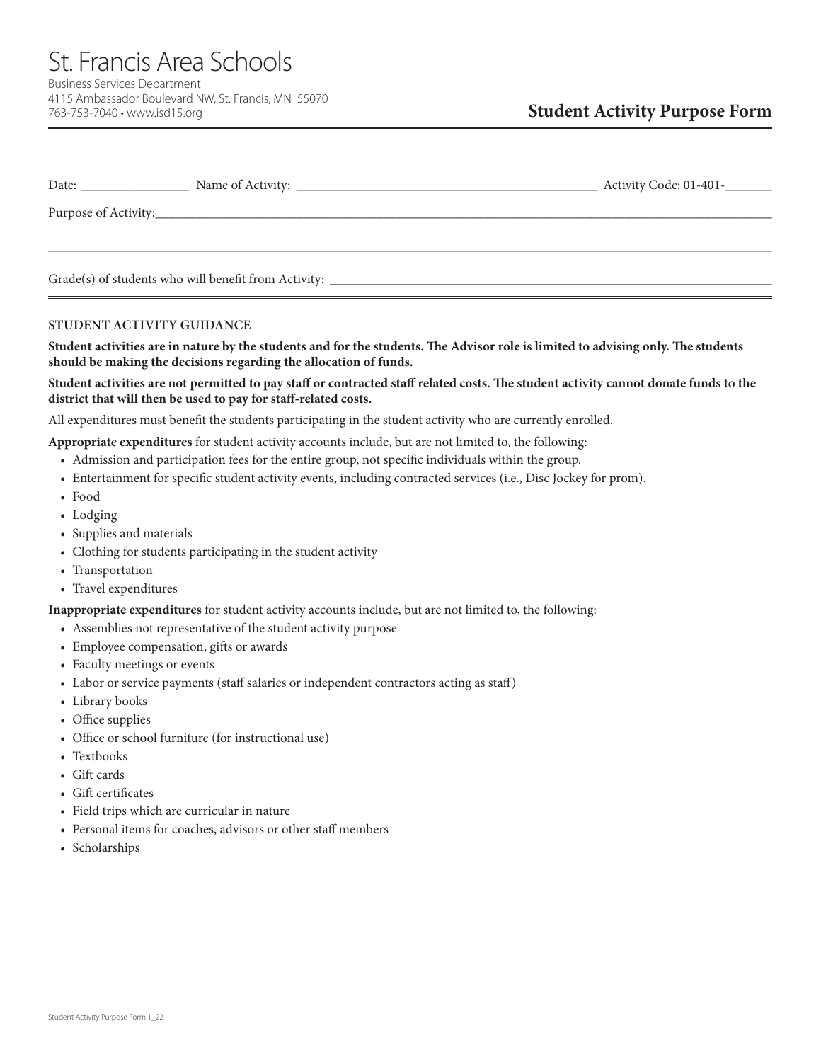# St. Francis Area Schools

Business Services Department
4115 Ambassador Boulevard NW, St. Francis, MN 55070
763-753-7040 • www.isd15.org

## Student Activity Purpose Form

Date: ________________ Name of Activity: ______________________________________________ Activity Code: 01-401-_______

Purpose of Activity:____________________________________________________________________________________________

________________________________________________________________________________________________________________

Grade(s) of students who will benefit from Activity: ______________________________________________________________________

### STUDENT ACTIVITY GUIDANCE

**Student activities are in nature by the students and for the students. The Advisor role is limited to advising only. The students should be making the decisions regarding the allocation of funds.**

**Student activities are not permitted to pay staff or contracted staff related costs. The student activity cannot donate funds to the district that will then be used to pay for staff-related costs.**

All expenditures must benefit the students participating in the student activity who are currently enrolled.

**Appropriate expenditures** for student activity accounts include, but are not limited to, the following:

- Admission and participation fees for the entire group, not specific individuals within the group.
- Entertainment for specific student activity events, including contracted services (i.e., Disc Jockey for prom).
- Food
- Lodging
- Supplies and materials
- Clothing for students participating in the student activity
- Transportation
- Travel expenditures

**Inappropriate expenditures** for student activity accounts include, but are not limited to, the following:

- Assemblies not representative of the student activity purpose
- Employee compensation, gifts or awards
- Faculty meetings or events
- Labor or service payments (staff salaries or independent contractors acting as staff)
- Library books
- Office supplies
- Office or school furniture (for instructional use)
- Textbooks
- Gift cards
- Gift certificates
- Field trips which are curricular in nature
- Personal items for coaches, advisors or other staff members
- Scholarships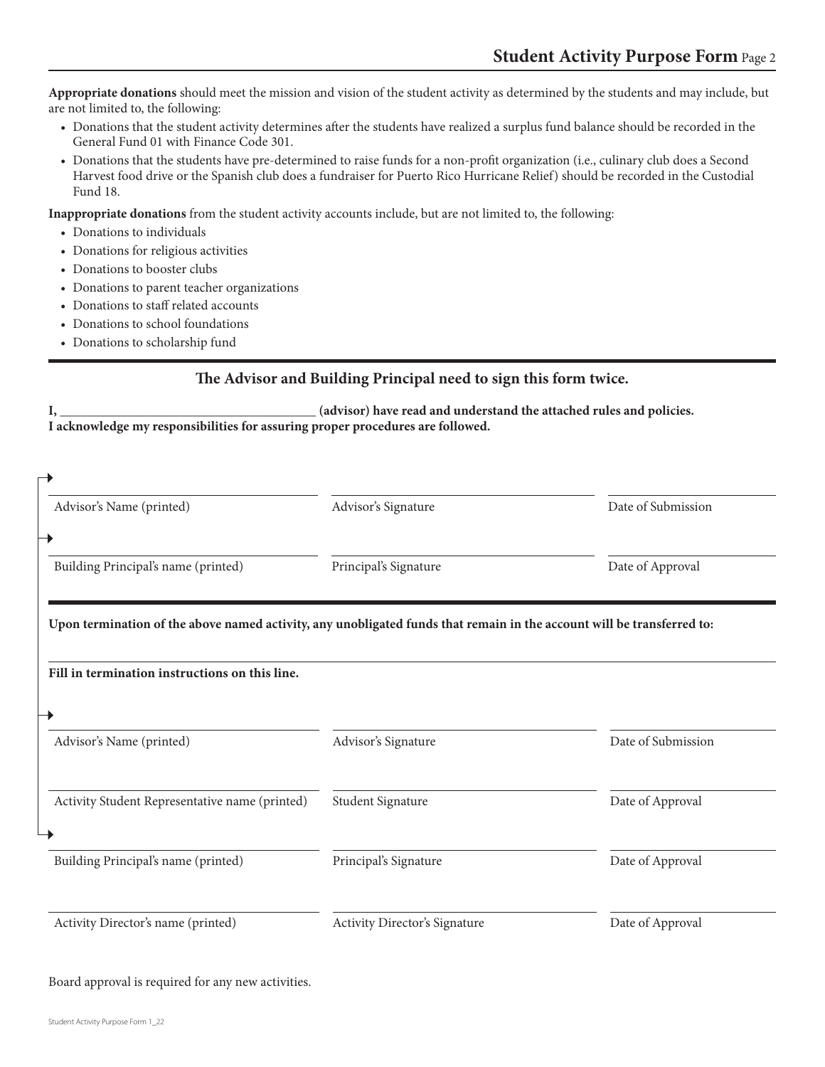**Appropriate donations** should meet the mission and vision of the student activity as determined by the students and may include, but are not limited to, the following:

- Donations that the student activity determines after the students have realized a surplus fund balance should be recorded in the General Fund 01 with Finance Code 301.
- Donations that the students have pre-determined to raise funds for a non-profit organization (i.e., culinary club does a Second Harvest food drive or the Spanish club does a fundraiser for Puerto Rico Hurricane Relief) should be recorded in the Custodial Fund 18.

**Inappropriate donations** from the student activity accounts include, but are not limited to, the following:

- Donations to individuals
- Donations for religious activities
- Donations to booster clubs
- Donations to parent teacher organizations
- Donations to staff related accounts
- Donations to school foundations
- Donations to scholarship fund

**The Advisor and Building Principal need to sign this form twice.**

**I, ________________________________________ (advisor) have read and understand the attached rules and policies. I acknowledge my responsibilities for assuring proper procedures are followed.**

| | | |
|---|---|---|
| Advisor's Name (printed) | Advisor's Signature | Date of Submission |
| Building Principal's name (printed) | Principal's Signature | Date of Approval |

**Upon termination of the above named activity, any unobligated funds that remain in the account will be transferred to:**

**Fill in termination instructions on this line.**

| | | |
|---|---|---|
| Advisor's Name (printed) | Advisor's Signature | Date of Submission |
| Activity Student Representative name (printed) | Student Signature | Date of Approval |
| Building Principal's name (printed) | Principal's Signature | Date of Approval |
| Activity Director's name (printed) | Activity Director's Signature | Date of Approval |

Board approval is required for any new activities.